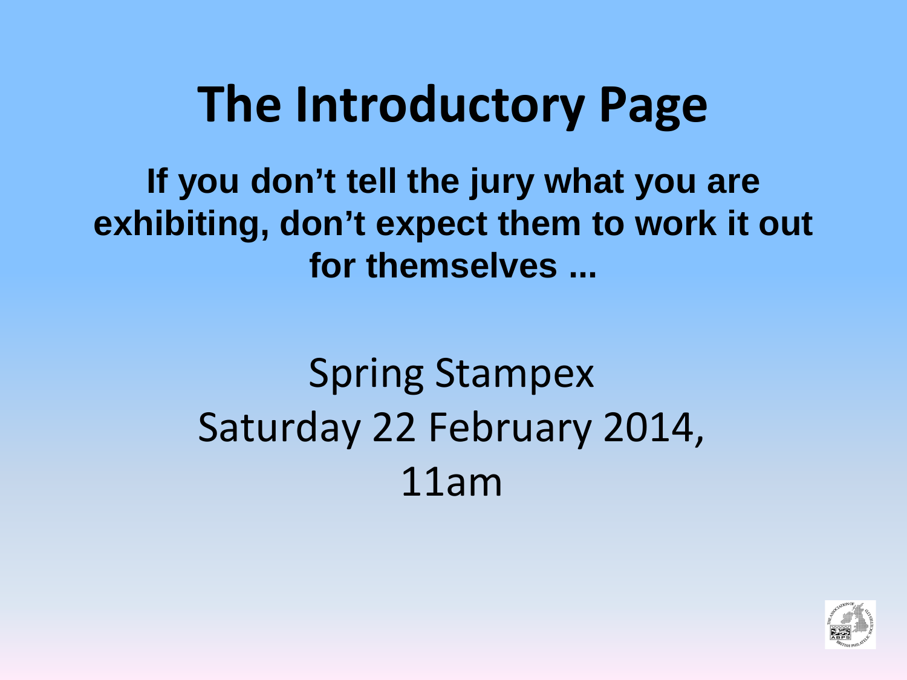# The Introductory Page

**If you don't tell the jury what you are exhibiting, don't expect them to work it out for themselves ...**

Spring Stampex
Saturday 22 February 2014,
11am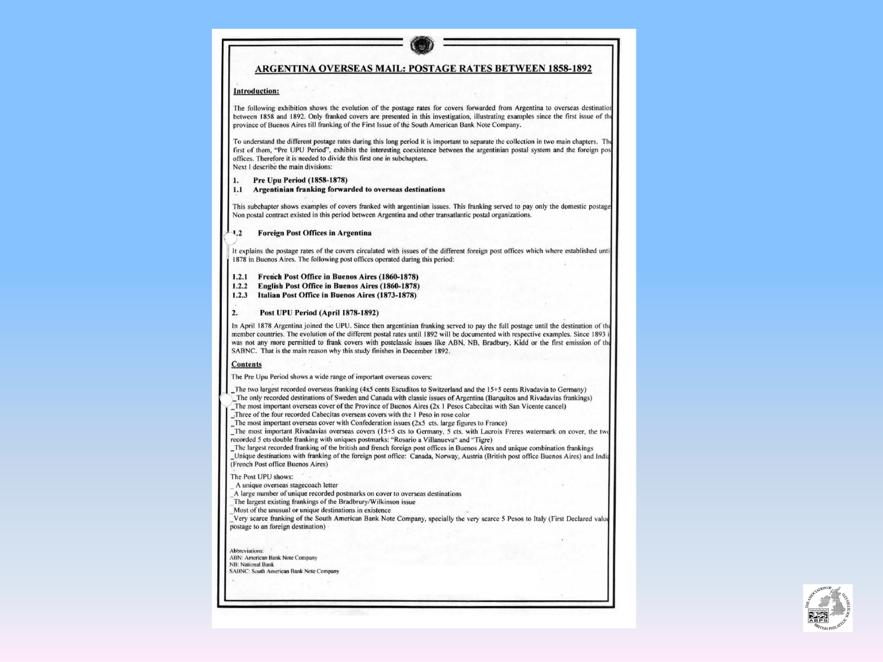# ARGENTINA OVERSEAS MAIL: POSTAGE RATES BETWEEN 1858-1892

## Introduction:

The following exhibition shows the evolution of the postage rates for covers forwarded from Argentina to overseas destination between 1858 and 1892. Only franked covers are presented in this investigation, illustrating examples since the first issue of the province of Buenos Aires till franking of the First Issue of the South American Bank Note Company.

To understand the different postage rates during this long period it is important to separate the collection in two main chapters. The first of them, "Pre UPU Period", exhibits the interesting coexistence between the argentinian postal system and the foreign post offices. Therefore it is needed to divide this first one in subchapters.
Next I describe the main divisions:

**1. Pre Upu Period (1858-1878)**
**1.1 Argentinian franking forwarded to overseas destinations**

This subchapter shows examples of covers franked with argentinian issues. This franking served to pay only the domestic postage Non postal contract existed in this period between Argentina and other transatlantic postal organizations.

**1.2 Foreign Post Offices in Argentina**

It explains the postage rates of the covers circulated with issues of the different foreign post offices which where established until 1878 in Buenos Aires. The following post offices operated during this period:

**1.2.1 French Post Office in Buenos Aires (1860-1878)**
**1.2.2 English Post Office in Buenos Aires (1860-1878)**
**1.2.3 Italian Post Office in Buenos Aires (1873-1878)**

**2. Post UPU Period (April 1878-1892)**

In April 1878 Argentina joined the UPU. Since then argentinian franking served to pay the full postage until the destination of the member countries. The evolution of the different postal rates until 1892 will be documented with respective examples. Since 1893 it was not any more permitted to frank covers with postclassic issues like ABN, NB, Bradbury, Kidd or the first emission of the SABNC. That is the main reason why this study finishes in December 1892.

## Contents

The Pre Upu Period shows a wide range of important overseas covers:

_The two largest recorded overseas franking (4x5 cents Escuditos to Switzerland and the 15+5 cents Rivadavia to Germany)
_The only recorded destinations of Sweden and Canada with classic issues of Argentina (Barquitos and Rivadavias frankings)
_The most important overseas cover of the Province of Buenos Aires (2x 1 Pesos Cabecitas with San Vicente cancel)
_Three of the four recorded Cabecitas overseas covers with the 1 Peso in rose color
_The most important overseas cover with Confederation issues (2x5 cts. large figures to France)
_The most important Rivadavias overseas covers (15+5 cts to Germany, 5 cts. with Lacroix Freres watermark on cover, the two recorded 5 cts double franking with uniques postmarks: "Rosario a Villanueva" and "Tigre")
_The largest recorded franking of the british and french foreign post offices in Buenos Aires and unique combination frankings
_Unique destinations with franking of the foreign post office: Canada, Norway, Austria (British post office Buenos Aires) and India (French Post office Buenos Aires)

The Post UPU shows:
_ A unique overseas stagecoach letter
_A large number of unique recorded postmarks on cover to overseas destinations
_The largest existing frankings of the Bradbury/Wilkinson issue
_Most of the unusual or unique destinations in existence
_Very scarce franking of the South American Bank Note Company, specially the very scarce 5 Pesos to Italy (First Declared value postage to an foreign destination)

Abbreviations:
ABN: American Bank Note Company
NB: National Bank
SABNC: South American Bank Note Company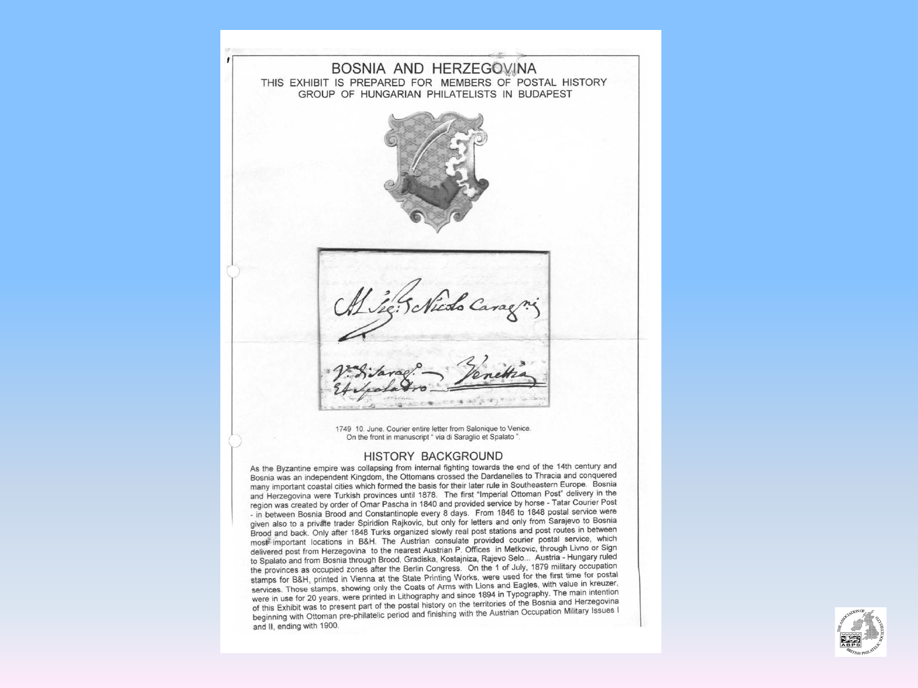# BOSNIA AND HERZEGOVINA

THIS EXHIBIT IS PREPARED FOR MEMBERS OF POSTAL HISTORY GROUP OF HUNGARIAN PHILATELISTS IN BUDAPEST

1749 10. June. Courier entire letter from Salonique to Venice.
On the front in manuscript " via di Saraglio et Spalato ".

## HISTORY BACKGROUND

As the Byzantine empire was collapsing from internal fighting towards the end of the 14th century and Bosnia was an independent Kingdom, the Ottomans crossed the Dardanelles to Thracia and conquered many important coastal cities which formed the basis for their later rule in Southeastern Europe. Bosnia and Herzegovina were Turkish provinces until 1878. The first "Imperial Ottoman Post" delivery in the region was created by order of Omar Pascha in 1840 and provided service by horse - Tatar Courier Post - in between Bosnia Brood and Constantinople every 8 days. From 1846 to 1848 postal service were given also to a private trader Spiridion Rajkovic, but only for letters and only from Sarajevo to Bosnia Brood and back. Only after 1848 Turks organized slowly real post stations and post routes in between most important locations in B&H. The Austrian consulate provided courier postal service, which delivered post from Herzegovina to the nearest Austrian P. Offices in Metkovic, through Livno or Sign to Spalato and from Bosnia through Brood, Gradiska, Kostajniza, Rajevo Selo... Austria - Hungary ruled the provinces as occupied zones after the Berlin Congress. On the 1 of July, 1879 military occupation stamps for B&H, printed in Vienna at the State Printing Works, were used for the first time for postal services. Those stamps, showing only the Coats of Arms with Lions and Eagles, with value in kreuzer, were in use for 20 years, were printed in Lithography and since 1894 in Typography. The main intention of this Exhibit was to present part of the postal history on the territories of the Bosnia and Herzegovina beginning with Ottoman pre-philatelic period and finishing with the Austrian Occupation Military Issues I and II, ending with 1900.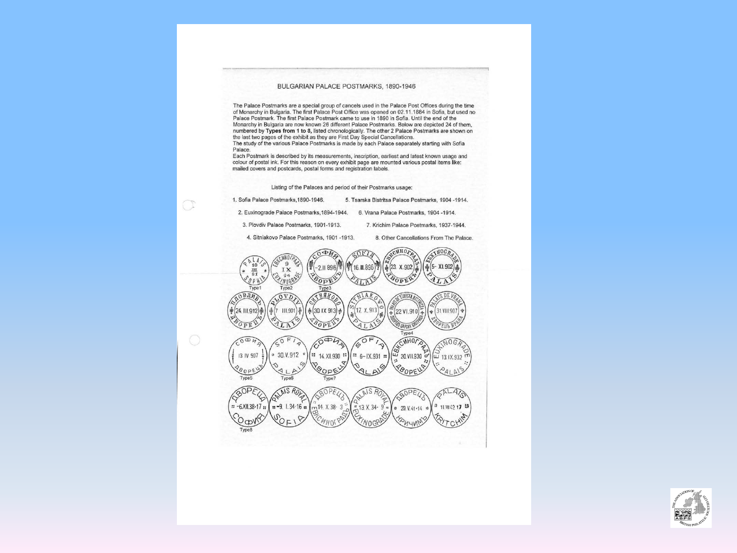BULGARIAN PALACE POSTMARKS, 1890-1946

The Palace Postmarks are a special group of cancels used in the Palace Post Offices during the time of Monarchy in Bulgaria. The first Palace Post Office was opened on 02.11.1884 in Sofia, but used no Palace Postmark. The first Palace Postmark came to use in 1890 in Sofia. Until the end of the Monarchy in Bulgaria are now known 26 different Palace Postmarks. Below are depicted 24 of them, numbered by **Types from 1 to 8**, listed chronologically. The other 2 Palace Postmarks are shown on the last two pages of the exhibit as they are First Day Special Cancellations.
The study of the various Palace Postmarks is made by each Palace separately starting with Sofia Palace.
Each Postmark is described by its measurements, inscription, earliest and latest known usage and colour of postal ink. For this reason on every exhibit page are mounted various postal items like: mailed covers and postcards, postal forms and registration labels.

Listing of the Palaces and period of their Postmarks usage:

1. Sofia Palace Postmarks,1890-1946.
2. Euxinograde Palace Postmarks,1894-1944.
3. Plovdiv Palace Postmarks, 1901-1913.
4. Sitniakovo Palace Postmarks, 1901 -1913.
5. Tsarska Bistritsa Palace Postmarks, 1904 -1914.
6. Vrana Palace Postmarks, 1904 -1914.
7. Krichim Palace Postmarks, 1937-1944.
8. Other Cancellations From The Palace.

Type1 Type2 Type3

Type4

Type5 Type6 Type7

Type8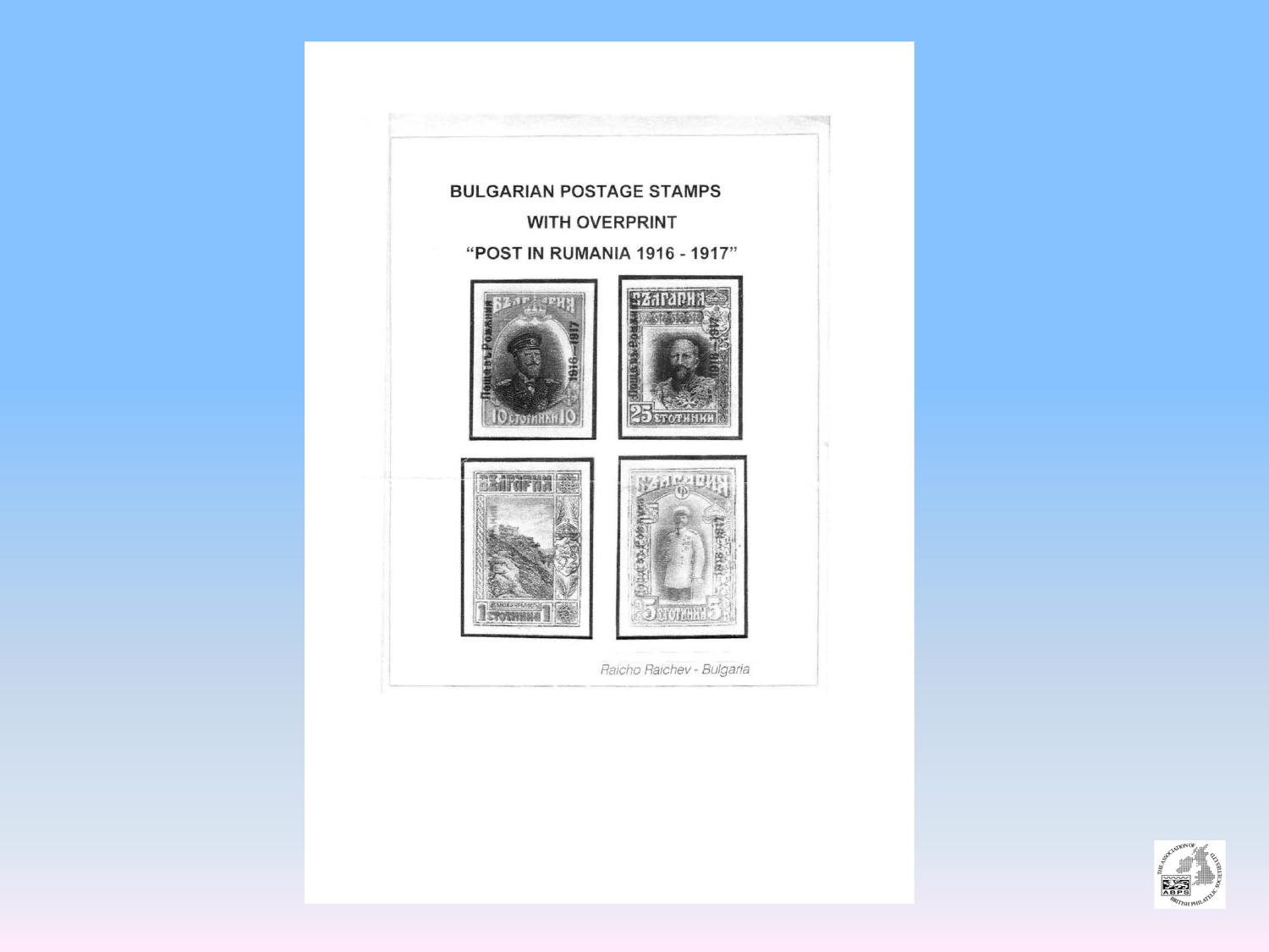# BULGARIAN POSTAGE STAMPS WITH OVERPRINT "POST IN RUMANIA 1916 - 1917"

*Raicho Raichev - Bulgaria*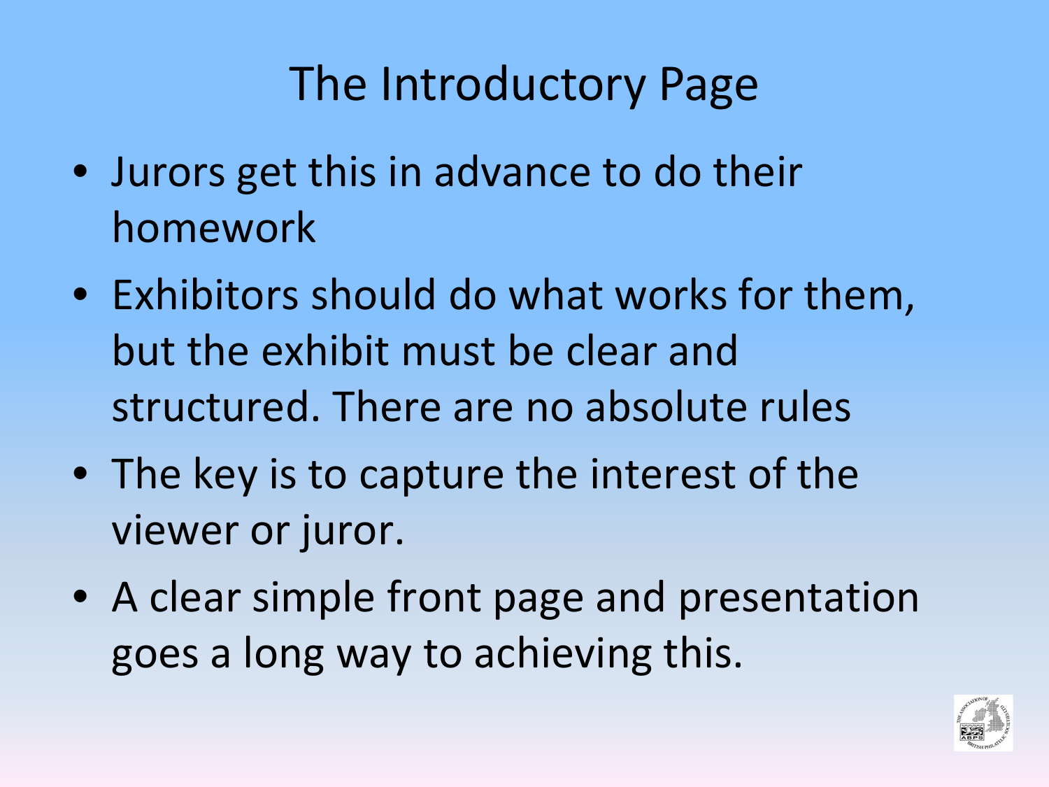# The Introductory Page

- Jurors get this in advance to do their homework
- Exhibitors should do what works for them, but the exhibit must be clear and structured. There are no absolute rules
- The key is to capture the interest of the viewer or juror.
- A clear simple front page and presentation goes a long way to achieving this.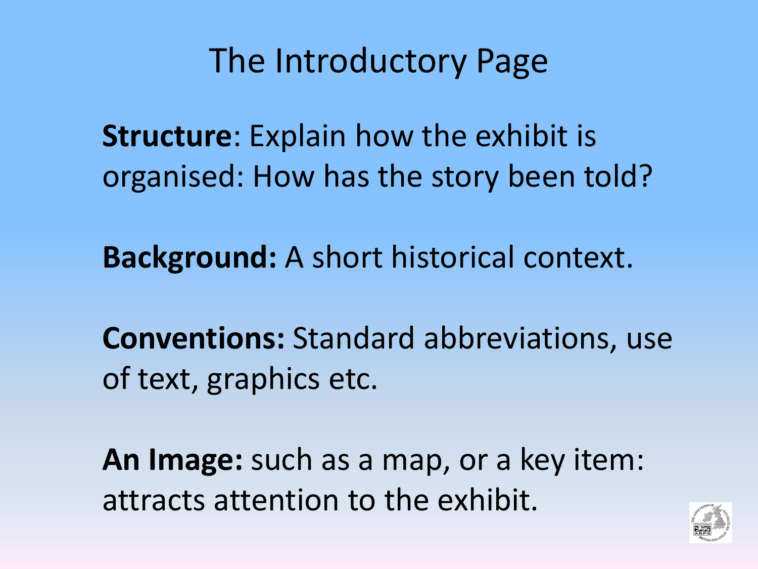# The Introductory Page

**Structure**: Explain how the exhibit is organised: How has the story been told?

**Background:** A short historical context.

**Conventions:** Standard abbreviations, use of text, graphics etc.

**An Image:** such as a map, or a key item: attracts attention to the exhibit.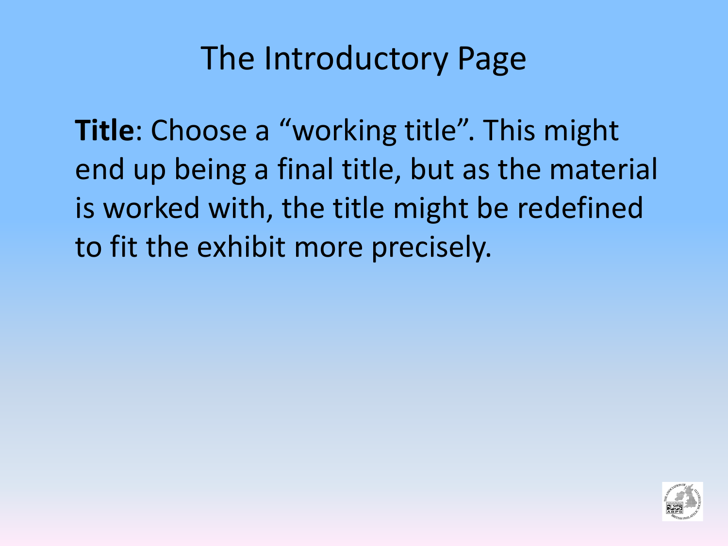# The Introductory Page

**Title**: Choose a "working title". This might end up being a final title, but as the material is worked with, the title might be redefined to fit the exhibit more precisely.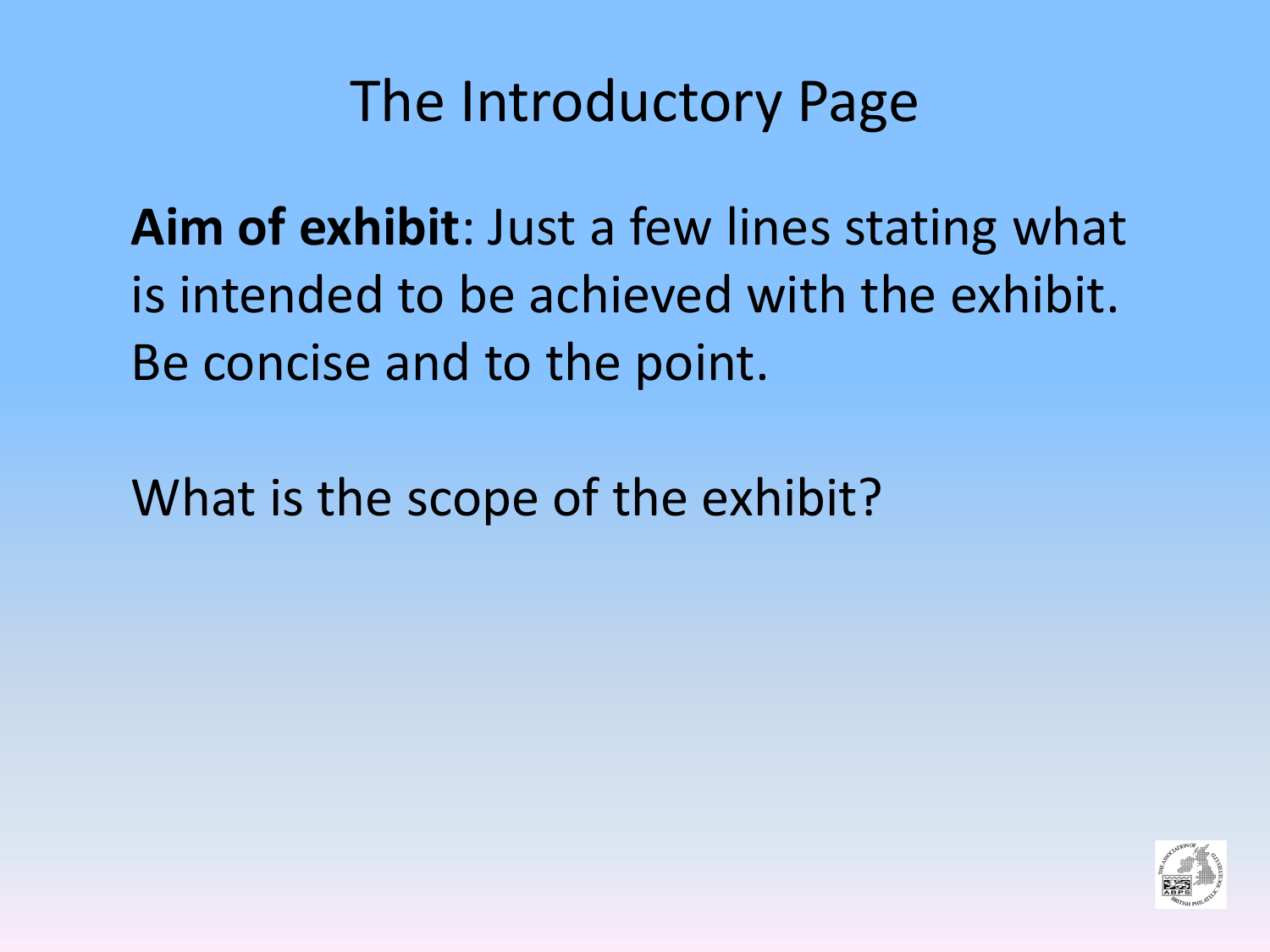# The Introductory Page

**Aim of exhibit**: Just a few lines stating what is intended to be achieved with the exhibit. Be concise and to the point.

What is the scope of the exhibit?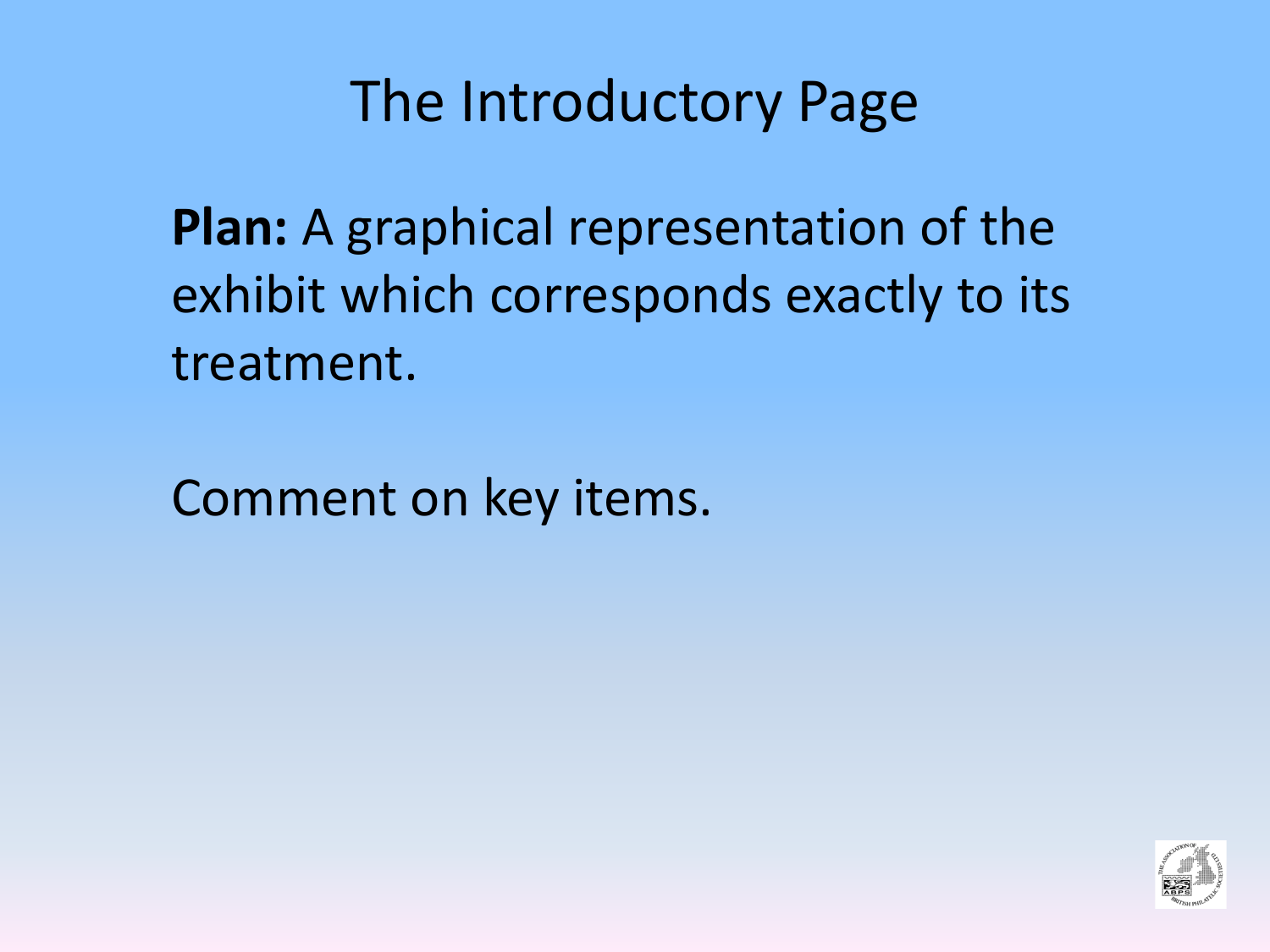# The Introductory Page

**Plan:** A graphical representation of the exhibit which corresponds exactly to its treatment.

Comment on key items.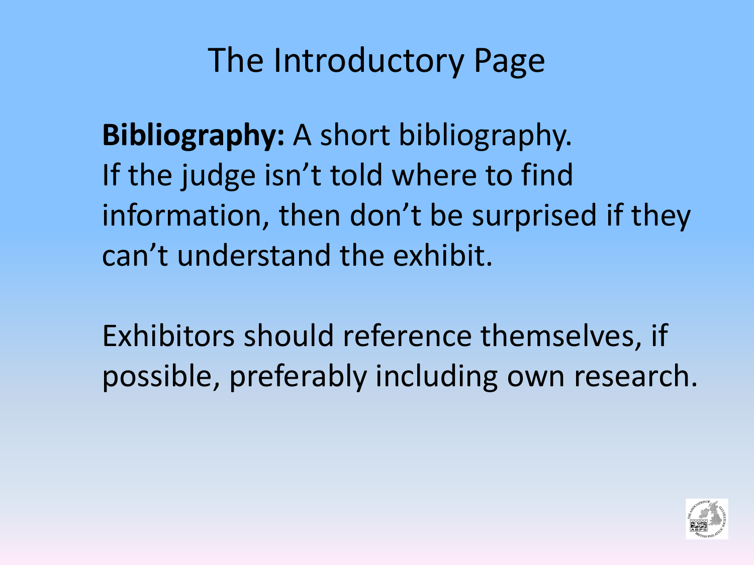# The Introductory Page

**Bibliography:** A short bibliography.
If the judge isn't told where to find information, then don't be surprised if they can't understand the exhibit.

Exhibitors should reference themselves, if possible, preferably including own research.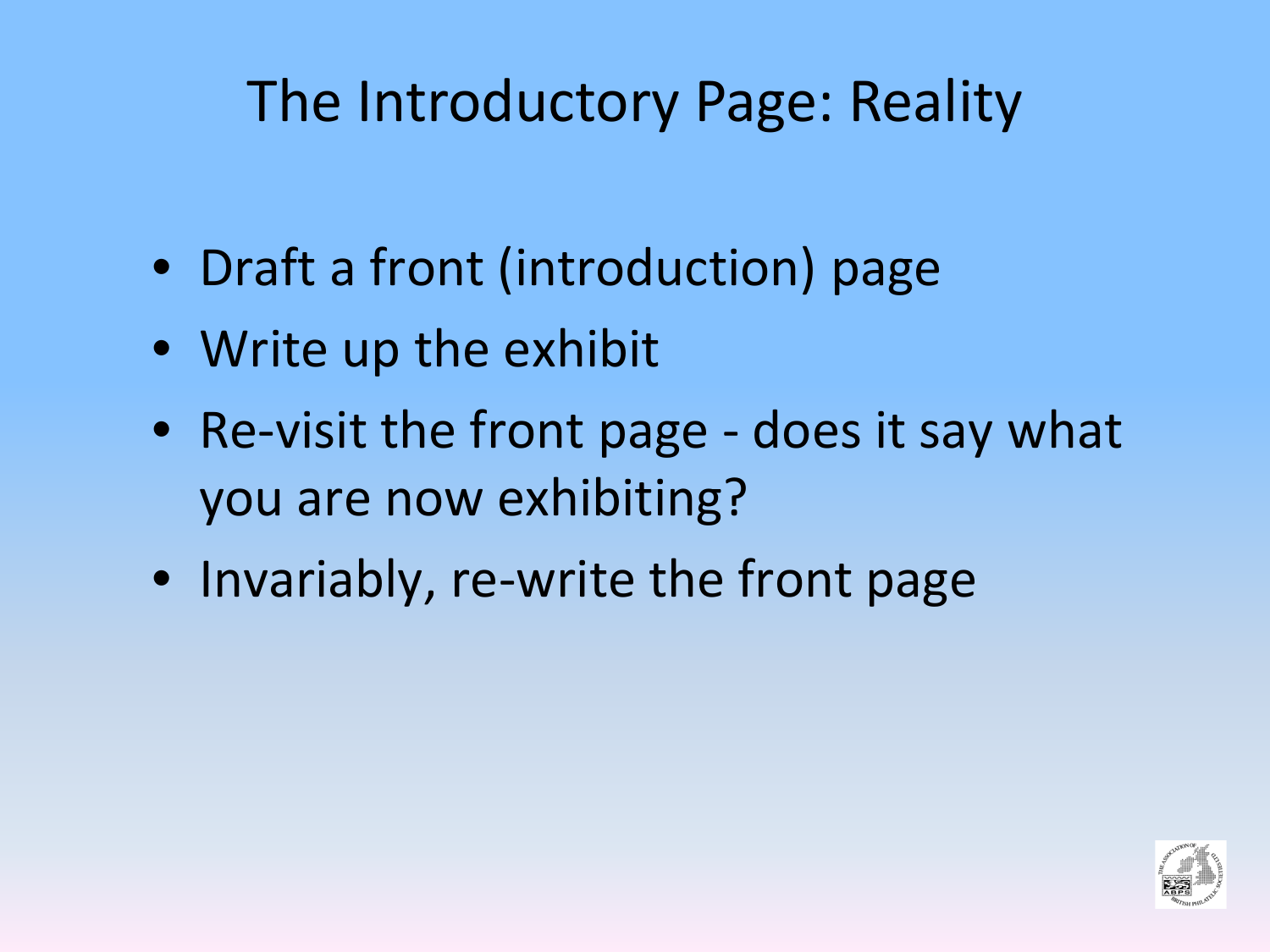# The Introductory Page: Reality

- Draft a front (introduction) page
- Write up the exhibit
- Re-visit the front page - does it say what you are now exhibiting?
- Invariably, re-write the front page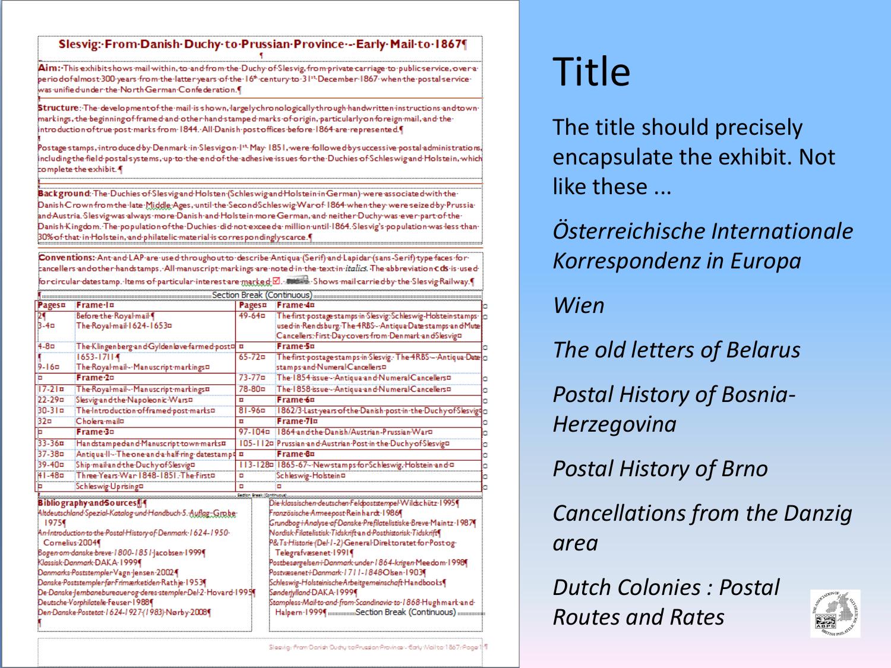# Slesvig: From Danish Duchy to Prussian Province – Early Mail to 1867

**Aim:** This exhibit shows mail within, to and from the Duchy of Slesvig, from private carriage to public service, over a period of almost 300 years from the latter years of the 16th century to 31st December 1867 when the postal service was unified under the North German Confederation.

**Structure**: The development of the mail is shown, largely chronologically through handwritten instructions and town markings, the beginning of framed and other hand stamped marks of origin, particularly on foreign mail, and the introduction of true post marks from 1844. All Danish post offices before 1864 are represented.

Postage stamps, introduced by Denmark in Slesvig on 1st May 1851, were followed by successive postal administrations, including the field postal systems, up to the end of the adhesive issues for the Duchies of Schleswig and Holstein, which complete the exhibit.

**Background**: The Duchies of Slesvig and Holsten (Schleswig and Holstein in German) were associated with the Danish Crown from the late Middle Ages, until the Second Schleswig War of 1864 when they were seized by Prussia and Austria. Slesvig was always more Danish and Holstein more German, and neither Duchy was ever part of the Danish Kingdom. The population of the Duchies did not exceed a million until 1864. Slesvig's population was less than 30% of that in Holstein, and philatelic material is correspondingly scarce.

**Conventions:** Ant and LAP are used throughout to describe Antiqua (Serif) and Lapidar (sans-Serif) type faces for cancellers and other handstamps. All manuscript markings are noted in the text in *italics*. The abbreviation **cds** is used for circular datestamp. Items of particular interest are marked ☑. Shows mail carried by the Slesvig Railway.

| Pages | Frame 1 | Pages | Frame 4 |
|---|---|---|---|
| 2 / 3-4 | Before the Royal mail / The Royal mail 1624-1653 | 49-64 | The first postage stamps in Slesvig: Schleswig-Holstein stamps used in Rendsburg. The 4RBS – Antiqua Datestamps and Mute Cancellers: First Day covers from Denmark and Slesvig |
| 4-8 | The Klingenberg and Gyldenløve farmed post | | **Frame 5** |
| 9-16 | 1653-1711 / The Royal mail – Manuscript markings | 65-72 | The first postage stamps in Slesvig – The 4RBS – Antiqua Date stamps and Numeral Cancellers |
| | **Frame 2** | 73-77 | The 1854 issue – Antiqua and Numeral Cancellers |
| 17-21 | The Royal mail – Manuscript markings | 78-80 | The 1858 issue – Antiqua and Numeral Cancellers |
| 22-29 | Slesvig and the Napoleonic Wars | | **Frame 6** |
| 30-31 | The Introduction of framed post marks | 81-96 | 1862/3 Last years of the Danish post in the Duchy of Slesvig |
| 32 | Cholera mail | | **Frame 7** |
| | **Frame 3** | 97-104 | 1864 and the Danish/Austrian-Prussian War |
| 33-36 | Handstamped and Manuscript town marks | 105-112 | Prussian and Austrian Post in the Duchy of Slesvig |
| 37-38 | Antiqua II – The one and a half ring datestamp | | **Frame 8** |
| 39-40 | Ship mail and the Duchy of Slesvig | 113-128 | 1865-67 – New stamps for Schleswig-Holstein and |
| 41-48 | Three Years War 1848-1851. The First | | Schleswig-Holstein |
| | Schleswig Uprising | | |

**Bibliography and Sources**

*Altdeutschland Spezial-Katalog und Handbuch 5. Auflage* Grobe 1975
*An Introduction to the Postal History of Denmark 1624-1950* Cornelius 2004
*Bogen om danske breve 1800-1851* Jacobsen 1999
*Klassisk Danmark* DAKA 1999
*Danmarks Poststempler* Vagn Jensen 2002
*Danske Poststempler før Frimærketiden* Rathje 1953
*De Danske Jernbanebureauer og deres stempler Del 2* Hovard 1995
*Deutsche Vorphilatelie* Feuser 1988
*Den Danske Postetat 1624-1927 (1983)* Nørby 2008
*Die klassischen deutschen Feldpoststempel* Wildschütz 1995
*Französische Armeepost* Reinhardt 1986
*Grundbog i Analyse af Danske Prefilatelistiske Breve* Maintz 1987
*Nordisk Filatelistisk Tidsskrift and Posthistorisk Tidskrift*
*P&Ts Historie (Del 1-2)* Generaldirektoratet for Post og Telegrafvæsenet 1991
*Postbesørgelsen i Danmark under 1864-krigen* Meedom 1998
*Postvæsenet i Danmark 1711-1848* Olsen 1903
*Schleswig-Holsteinische Arbeitgemeinschaft Handbooks*
*Sønderjylland* DAKA 1999
*Stampless Mail to and from Scandinavia to 1868* Hughmark and Halpern 1999

# Title

The title should precisely encapsulate the exhibit. Not like these ...

*Österreichische Internationale Korrespondenz in Europa*

*Wien*

*The old letters of Belarus*

*Postal History of Bosnia-Herzegovina*

*Postal History of Brno*

*Cancellations from the Danzig area*

*Dutch Colonies : Postal Routes and Rates*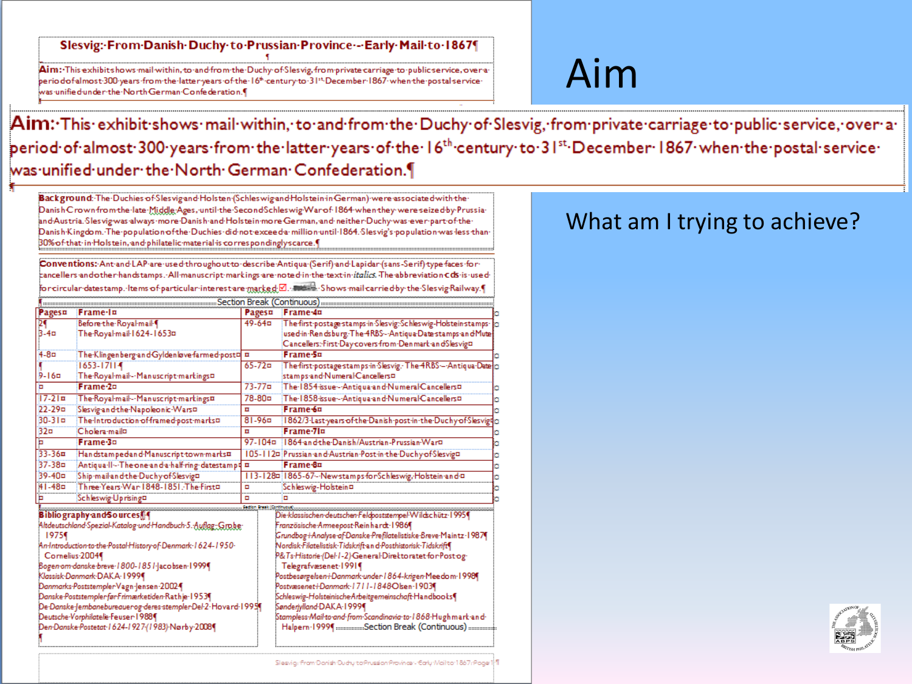# Aim

What am I trying to achieve?

## Slesvig: From Danish Duchy to Prussian Province – Early Mail to 1867

**Aim:** This exhibit shows mail within, to and from the Duchy of Slesvig, from private carriage to public service, over a period of almost 300 years from the latter years of the 16th century to 31st December 1867 when the postal service was unified under the North German Confederation.

**Background**: The Duchies of Slesvig and Holsten (Schleswig and Holstein in German) were associated with the Danish Crown from the late Middle Ages, until the Second Schleswig War of 1864 when they were seized by Prussia and Austria. Slesvig was always more Danish and Holstein more German, and neither Duchy was ever part of the Danish Kingdom. The population of the Duchies did not exceed a million until 1864. Slesvig's population was less than 30% of that in Holstein, and philatelic material is correspondingly scarce.

**Conventions:** Ant and LAP are used throughout to describe Antiqua (Serif) and Lapidar (sans-Serif) type faces for cancellers and other handstamps. All manuscript markings are noted in the text in *italics*. The abbreviation **cds** is used for circular datestamp. Items of particular interest are marked ☑. Shows mail carried by the Slesvig Railway.

| Pages | Frame 1 | Pages | Frame 4 |
|---|---|---|---|
| 2<br>3-4 | Before the Royal mail<br>The Royal mail 1624-1653 | 49-64 | The first postage stamps in Slesvig: Schleswig-Holstein stamps used in Rendsburg. The 4RBS – Antiqua Date stamps and Mute Cancellers: First Day covers from Denmark and Slesvig |
| 4-8 | The Klingenberg and Gyldenlove farmed post | | **Frame 5** |
| <br>9-16 | 1653-1711<br>The Royal mail – Manuscript markings | 65-72 | The first postage stamps in Slesvig: The 4RBS – Antiqua Date stamps and Numeral Cancellers |
| | **Frame 2** | 73-77 | The 1854 issue – Antiqua and Numeral Cancellers |
| 17-21 | The Royal mail – Manuscript markings | 78-80 | The 1858 issue – Antiqua and Numeral Cancellers |
| 22-29 | Slesvig and the Napoleonic Wars | | **Frame 6** |
| 30-31 | The Introduction of framed post marks | 81-96 | 1862/3 Last years of the Danish post in the Duchy of Slesvig |
| 32 | Cholera mail | | **Frame 7** |
| | **Frame 3** | 97-104 | 1864 and the Danish/Austrian-Prussian War |
| 33-36 | Handstamped and Manuscript town marks | 105-112 | Prussian and Austrian Post in the Duchy of Slesvig |
| 37-38 | Antiqua II – The one and a half ring datestamp | | **Frame 8** |
| 39-40 | Ship mail and the Duchy of Slesvig | 113-128 | 1865-67 – New stamps for Schleswig, Holstein and Schleswig-Holstein |
| 41-48 | Three Years War 1848-1851. The First Schleswig Uprising | | |

**Bibliography and Sources:**

- *Altdeutschland Spezial-Katalog und Handbuch 5. Auflag* Grobe 1975
- *An Introduction to the Postal History of Denmark 1624-1950* Cornelius 2004
- *Bogen om danske breve 1800-1851* Jacobsen 1999
- *Klassisk Danmark* DAKA 1999
- *Danmarks Poststempler* Vagn-Jensen 2002
- *Danske Poststempler før Frimærketiden* Rathje 1953
- *De Danske Jernbanebureauer og deres stempler Del 2* Hovard 1995
- *Deutsche Vorphilatelie* Feuser 1988
- *Den Danske Postetat 1624-1927 (1983)* Nørby 2008
- *Die klassischen deutschen Feldpoststempel* Wildschütz 1995
- *Französische Armeepost* Reinhardt 1986
- *Grundbog i Analyse af Danske Prefilatelistiske Breve* Maintz 1987
- *Nordisk Filatelistisk Tidsskrift and Posthistorisk Tidsskrift*
- *P&Ts Historie (Del 1-2)* General Direktoratet for Post og Telegrafvæsenet 1991
- *Postbesørgelsen i Danmark under 1864-krigen* Meedom 1998
- *Postvæsenet i Danmark 1711-1848* Olsen 1903
- *Schleswig-Holsteinsche Arbeitgemeinschaft* Handbooks
- *Sønderjylland* DAKA 1999
- *Stampless Mail to and from Scandinavia to 1868* Hughmark and Halpern 1999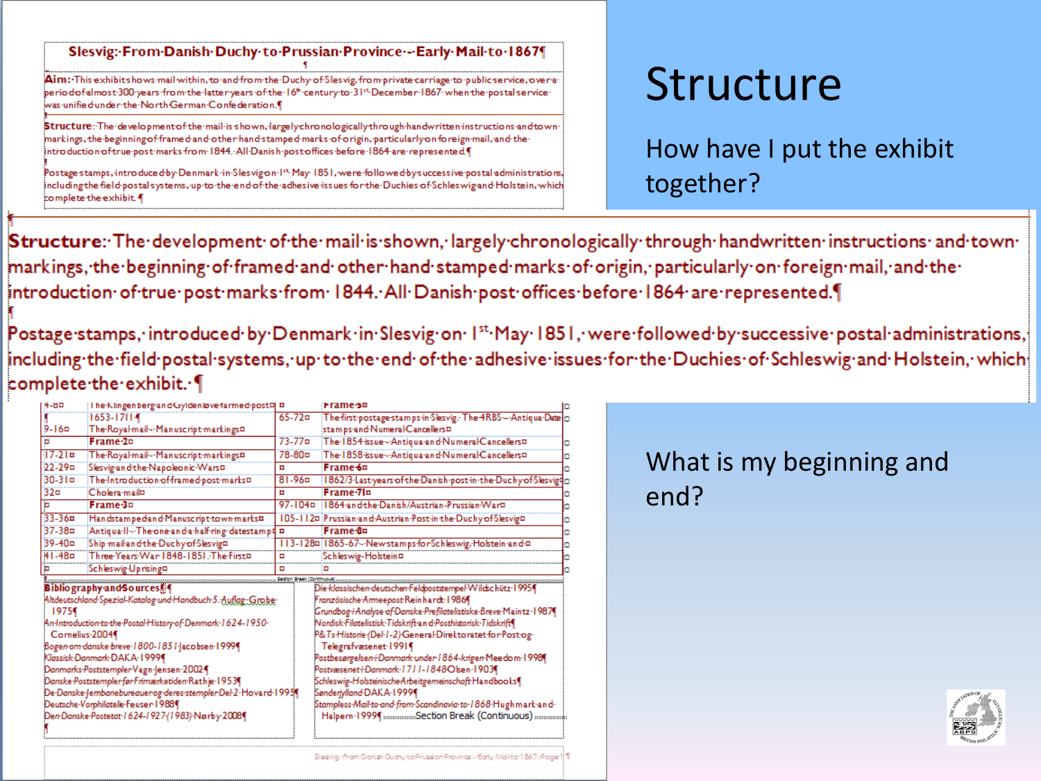# Structure

How have I put the exhibit together?

**Slesvig: From Danish Duchy to Prussian Province – Early Mail to 1867**

**Aim:** This exhibit shows mail within, to and from the Duchy of Slesvig, from private carriage to public service, over a period of almost 300 years from the latter years of the 16th century to 31st December 1867 when the postal service was unified under the North German Confederation.

**Structure:** The development of the mail is shown, largely chronologically through handwritten instructions and town markings, the beginning of framed and other hand stamped marks of origin, particularly on foreign mail, and the introduction of true post marks from 1844. All Danish post offices before 1864 are represented.

Postage stamps, introduced by Denmark in Slesvig on 1st May 1851, were followed by successive postal administrations, including the field postal systems, up to the end of the adhesive issues for the Duchies of Schleswig and Holstein, which complete the exhibit.

| | | | |
|---|---|---|---|
| 4-8 | The Klingenberg and Gyldenløve farmed post | | **Frame 5** |
| 9-16 | 1653-1711 The Royal mail – Manuscript markings | 65-72 | The first postage stamps in Slesvig – The 4RBS – Antiqua Date stamps and Numeral Cancellers |
| | **Frame 2** | 73-77 | The 1854 issue – Antiqua and Numeral Cancellers |
| 17-21 | The Royal mail – Manuscript markings | 78-80 | The 1858 issue – Antiqua and Numeral Cancellers |
| 22-29 | Slesvig and the Napoleonic Wars | | **Frame 6** |
| 30-31 | The Introduction of framed post marks | 81-96 | 1862/3 Last years of the Danish post in the Duchy of Slesvig |
| 32 | Cholera mail | | **Frame 7** |
| | **Frame 3** | 97-104 | 1864 and the Danish/Austrian-Prussian War |
| 33-36 | Handstamped and Manuscript town marks | 105-112 | Prussian and Austrian Post in the Duchy of Slesvig |
| 37-38 | Antiqua II – The one and a half ring datestamp | | **Frame 8** |
| 39-40 | Ship mail and the Duchy of Slesvig | 113-128 | 1865-67 – New stamps for Schleswig, Holstein and Schleswig-Holstein |
| 41-48 | Three Years War 1848-1851 – The First Schleswig Uprising | | |

**Bibliography and Sources:**

- *Altdeutschland Spezial-Katalog und Handbuch 5. Auflag* Grobe 1975
- *An Introduction to the Postal History of Denmark 1624-1950* Cornelius 2004
- *Bogen om danske breve 1800-1851* Jacobsen 1999
- *Klassisk Danmark* DAKA 1999
- *Danmarks Poststempler* Vagn Jensen 2002
- *Danske Poststempler før Frimærketiden* Rathje 1953
- *De Danske Jernbanebureauer og deres stempler Del 2* Hovard 1995
- *Deutsche Vorphilatelie* Feuser 1988
- *Den Danske Postetat 1624-1927 (1983)* Nørby 2008
- *Die klassischen deutschen Feldpoststempel* Wildschütz 1995
- *Französische Armeepost* Reinhardt 1986
- *Grundbog i Analyse af Danske Prefilatelistiske Breve* Maintz 1987
- *Nordisk Filatelistisk Tidsskrift and Posthistorisk Tidsskrift*
- *P&Ts Historie (Del 1-2)* Generaldirektoratet for Post og Telegrafvæsenet 1991
- *Postbesørgelsen i Danmark under 1864-krigen* Meedom 1998
- *Postvæsenet i Danmark 1711-1848* Olsen 1903
- *Schleswig-Holsteinische Arbeitgemeinschaft Handbooks*
- *Sønderjylland* DAKA 1999
- *Stampless Mail to and from Scandinavia to 1868* Hughmark and Halpern 1999

What is my beginning and end?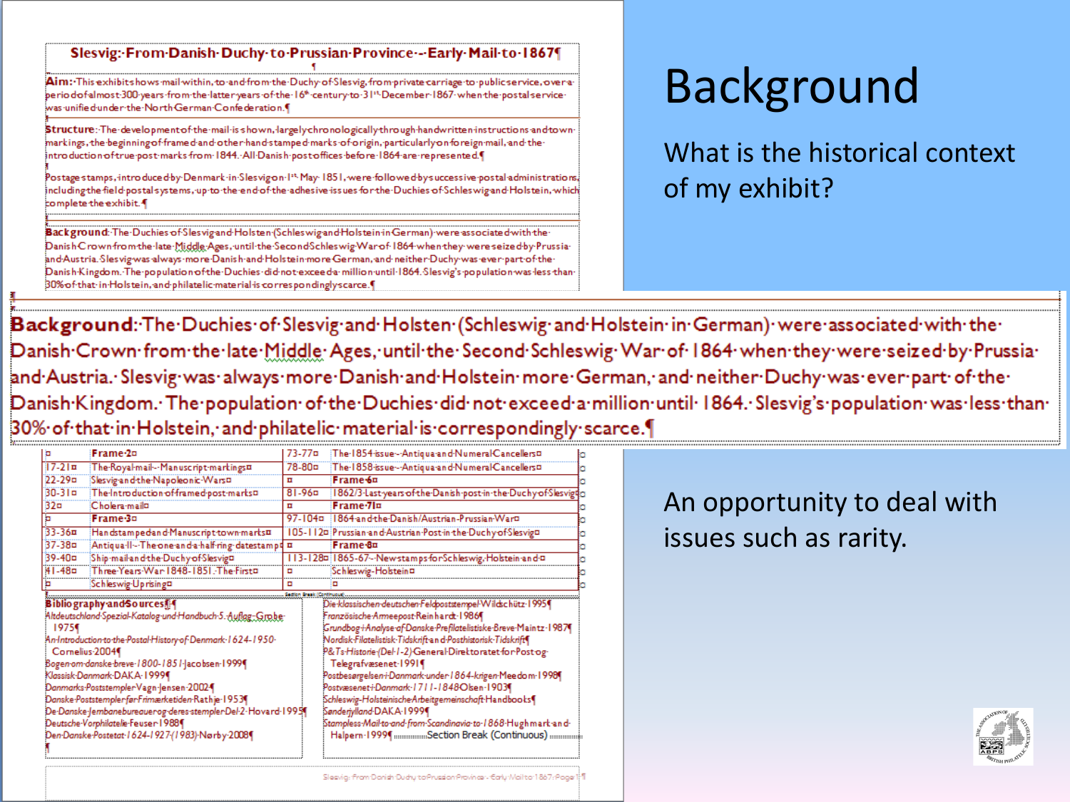# Background

What is the historical context of my exhibit?

An opportunity to deal with issues such as rarity.

## Slesvig: From Danish Duchy to Prussian Province – Early Mail to 1867

**Aim:** This exhibit shows mail within, to and from the Duchy of Slesvig, from private carriage to public service, over a period of almost 300 years from the latter years of the 16th century to 31st December 1867 when the postal service was unified under the North German Confederation.

**Structure:** The development of the mail is shown, largely chronologically through handwritten instructions and town markings, the beginning of framed and other handstamped marks of origin, particularly on foreign mail, and the introduction of true post marks from 1844. All Danish post offices before 1864 are represented.

Postage stamps, introduced by Denmark in Slesvig on 1st May 1851, were followed by successive postal administrations, including the field postal systems, up to the end of the adhesive issues for the Duchies of Schleswig and Holstein, which complete the exhibit.

**Background:** The Duchies of Slesvig and Holsten (Schleswig and Holstein in German) were associated with the Danish Crown from the late Middle Ages, until the Second Schleswig War of 1864 when they were seized by Prussia and Austria. Slesvig was always more Danish and Holstein more German, and neither Duchy was ever part of the Danish Kingdom. The population of the Duchies did not exceed a million until 1864. Slesvig's population was less than 30% of that in Holstein, and philatelic material is correspondingly scarce.

| | | | |
|---|---|---|---|
| | **Frame 2** | 73-77 | The 1854 issue – Antiqua and Numeral Cancellers |
| 17-21 | The Royal mail – Manuscript markings | 78-80 | The 1858 issue – Antiqua and Numeral Cancellers |
| 22-29 | Slesvig and the Napoleonic Wars | | **Frame 6** |
| 30-31 | The Introduction of framed post marks | 81-96 | 1862/3 Last years of the Danish post in the Duchy of Slesvig |
| 32 | Cholera mail | | **Frame 7** |
| | **Frame 3** | 97-104 | 1864 and the Danish/Austrian-Prussian War |
| 33-36 | Handstamped and Manuscript town marks | 105-112 | Prussian and Austrian Post in the Duchy of Slesvig |
| 37-38 | Antiqua II – The one and a half ring datestamp | | **Frame 8** |
| 39-40 | Ship mail and the Duchy of Slesvig | 113-128 | 1865-67 – New stamps for Schleswig, Holstein and |
| 41-48 | Three Years War 1848-1851 - The First | | Schleswig-Holstein |
| | Schleswig Uprising | | |

**Bibliography and Sources:**

- *Altdeutschland Spezial-Katalog und Handbuch 5. Auflag* - Grobe 1975
- *An Introduction to the Postal History of Denmark 1624-1950* - Cornelius 2004
- *Bogen om danske breve 1800-1851* - Jacobsen 1999
- *Klassisk Danmark* - DAKA 1999
- *Danmarks Poststempler* - Vagn Jensen 2002
- *Danske Poststempler før Frimærketiden* - Rathje 1953
- *De Danske Jernbanebureauer og deres stempler Del 2* - Hovard 1995
- *Deutsche Vorphilatelie* - Feuser 1988
- *Den Danske Postetat 1624-1927 (1983)* - Nørby 2008
- *Die klassischen deutschen Feldpoststempel* - Wildschütz 1995
- *Französische Armeepost* - Reinhardt 1986
- *Grundbog i Analyse af Danske Prefilatelistiske Breve* - Maintz 1987
- *Nordisk Filatelistisk Tidsskrift* and *Posthistorisk Tidsskrift*
- *P&Ts Historie (Del 1-2)* - Generaldirektoratet for Post og Telegrafvæsenet 1991
- *Postbesørgelsen i Danmark under 1864-krigen* - Meedom 1998
- *Postvæsenet i Danmark 1711-1848* - Olsen 1903
- *Schleswig-Holsteinische Arbeitgemeinschaft Handbooks*
- *Sønderjylland* - DAKA 1999
- *Stampless Mail to and from Scandinavia to 1868* - Hughmark and Halpern 1999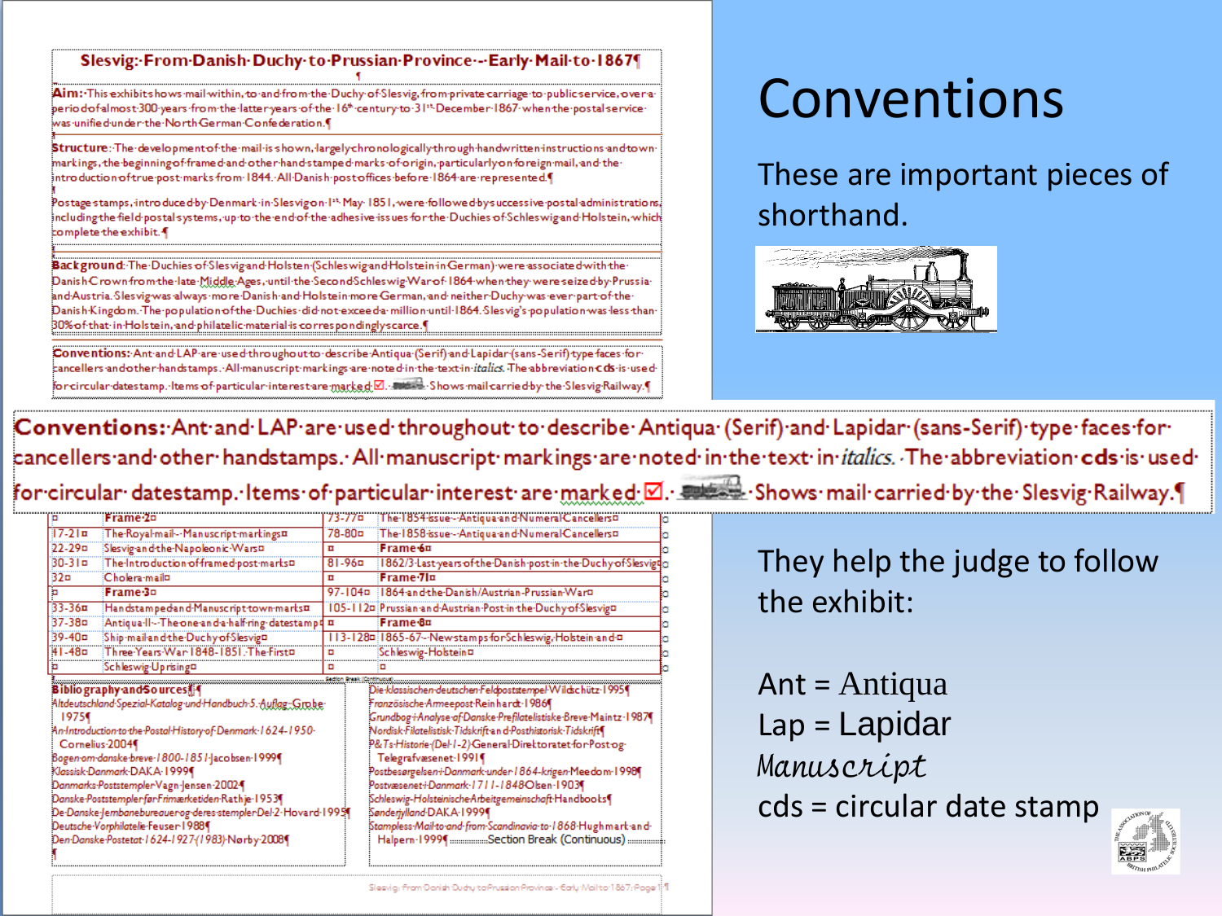# Conventions

These are important pieces of shorthand.

## Slesvig: From Danish Duchy to Prussian Province - Early Mail to 1867

**Aim:** This exhibit shows mail within, to and from the Duchy of Slesvig, from private carriage to public service, over a period of almost 300 years from the latter years of the 16th century to 31st December 1867 when the postal service was unified under the North German Confederation.

**Structure:** The development of the mail is shown, largely chronologically through handwritten instructions and town markings, the beginning of framed and other handstamped marks of origin, particularly on foreign mail, and the introduction of true post marks from 1844. All Danish post offices before 1864 are represented.

Postage stamps, introduced by Denmark in Slesvig on 1st May 1851, were followed by successive postal administrations, including the field postal systems, up to the end of the adhesive issues for the Duchies of Schleswig and Holstein, which complete the exhibit.

**Background:** The Duchies of Slesvig and Holsten (Schleswig and Holstein in German) were associated with the Danish Crown from the late Middle Ages, until the Second Schleswig War of 1864 when they were seized by Prussia and Austria. Slesvig was always more Danish and Holstein more German, and neither Duchy was ever part of the Danish Kingdom. The population of the Duchies did not exceed a million until 1864. Slesvig's population was less than 30% of that in Holstein, and philatelic material is correspondingly scarce.

**Conventions:** Ant and LAP are used throughout to describe Antiqua (Serif) and Lapidar (sans-Serif) type faces for cancellers and other handstamps. All manuscript markings are noted in the text in *italics*. The abbreviation **cds** is used for circular datestamp. Items of particular interest are marked ☑. Shows mail carried by the Slesvig Railway.

| | Frame 2 | 73-77 | The 1854 issue - Antiqua and Numeral Cancellers |
|---|---|---|---|
| 17-21 | The Royal mail - Manuscript markings | 78-80 | The 1858 issue - Antiqua and Numeral Cancellers |
| 22-29 | Slesvig and the Napoleonic Wars | | **Frame 6** |
| 30-31 | The Introduction of framed post marks | 81-96 | 1862/3 Last years of the Danish post in the Duchy of Slesvig |
| 32 | Cholera mail | | **Frame 7** |
| | **Frame 3** | 97-104 | 1864 and the Danish/Austrian-Prussian War |
| 33-36 | Handstamped and Manuscript town marks | 105-112 | Prussian and Austrian Post in the Duchy of Slesvig |
| 37-38 | Antiqua II - The one and a half ring datestamp | | **Frame 8** |
| 39-40 | Ship mail and the Duchy of Slesvig | 113-128 | 1865-67 - New stamps for Schleswig-Holstein and |
| 41-48 | Three Years War 1848-1851. The First | | Schleswig-Holstein |
| | Schleswig Uprising | | |

**Bibliography and Sources:**

- *Altdeutschland Spezial-Katalog und Handbuch 5. Auflage* Grobe 1975
- *An Introduction to the Postal History of Denmark 1624-1950* Cornelius 2004
- *Bogen om danske breve 1800-1851* Jacobsen 1999
- *Klassisk Danmark* DAKA 1999
- *Danmarks Poststempler* Vagn Jensen 2002
- *Danske Poststempler for Frimærketiden* Rathje 1953
- *De Danske Jernbanebureauer og deres stempler Del 2* Hovard 1995
- *Deutsche Vorphilatelie* Feuser 1988
- *Den Danske Postetat 1624-1927 (1983)* Nørby 2008
- *Die klassischen deutschen Feldpoststempel* Wildschütz 1995
- *Französische Armeepost* Reinhardt 1986
- *Grundbog i Analyse af Danske Prefilatelistiske Breve* Maintz 1987
- *Nordisk Filatelistisk Tidsskrift and Posthistorisk Tidsskrift*
- *P&Ts Historie (Del 1-2)* Generaldirektoratet for Post og Telegrafvæsenet 1991
- *Postbesørgelsen i Danmark under 1864-krigen* Meedom 1998
- *Postvæsenet i Danmark 1711-1848* Olsen 1903
- *Schleswig-Holsteinische Arbeitgemeinschaft Handbooks*
- *Sønderjylland* DAKA 1999
- *Stampless Mail to and from Scandinavia to 1868* Hughmark and Halpern 1999

They help the judge to follow the exhibit:

Ant = Antiqua
Lap = Lapidar
*Manuscript*
cds = circular date stamp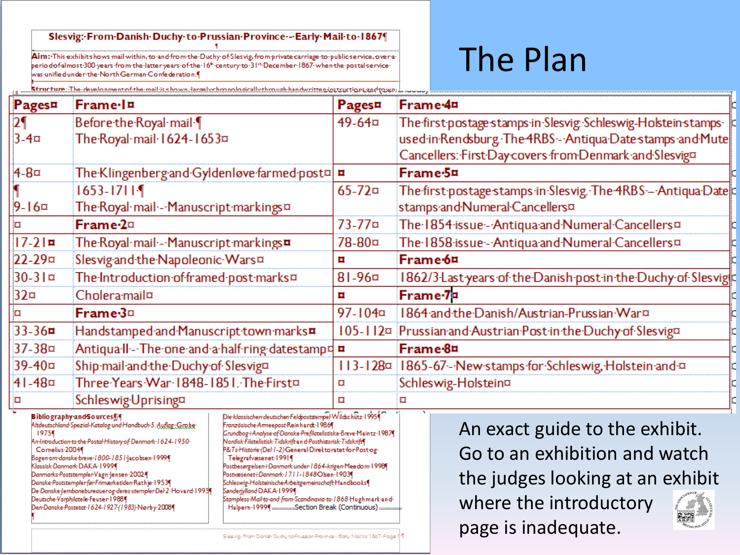# The Plan

## Slesvig: From Danish Duchy to Prussian Province – Early Mail to 1867

**Aim:** This exhibit shows mail within, to and from the Duchy of Slesvig, from private carriage to public service, over a period of almost 300 years from the latter years of the 16th century to 31st December 1867 when the postal service was unified under the North German Confederation.

**Structure:** The development of the mail is shown, largely chronologically through handwritten instructions and town...

| Pages | Frame 1 | Pages | Frame 4 |
|---|---|---|---|
| 2<br>3-4 | Before the Royal mail<br>The Royal mail 1624-1653 | 49-64 | The first postage stamps in Slesvig Schleswig-Holstein stamps used in Rendsburg The 4RBS – Antiqua Date stamps and Mute Cancellers: First Day covers from Denmark and Slesvig |
| 4-8 | The Klingenberg and Gyldenløve farmed post | | **Frame 5** |
| 9-16 | 1653-1711<br>The Royal mail – Manuscript markings | 65-72 | The first postage stamps in Slesvig The 4RBS – Antiqua Date stamps and Numeral Cancellers |
| | **Frame 2** | 73-77 | The 1854 issue – Antiqua and Numeral Cancellers |
| 17-21 | The Royal mail – Manuscript markings | 78-80 | The 1858 issue – Antiqua and Numeral Cancellers |
| 22-29 | Slesvig and the Napoleonic Wars | | **Frame 6** |
| 30-31 | The Introduction of framed post marks | 81-96 | 1862/3 Last years of the Danish post in the Duchy of Slesvig |
| 32 | Cholera mail | | **Frame 7** |
| | **Frame 3** | 97-104 | 1864 and the Danish/Austrian-Prussian War |
| 33-36 | Handstamped and Manuscript town marks | 105-112 | Prussian and Austrian Post in the Duchy of Slesvig |
| 37-38 | Antiqua II – The one and a half ring datestamp | | **Frame 8** |
| 39-40 | Ship mail and the Duchy of Slesvig | 113-128 | 1865-67 – New stamps for Schleswig, Holstein and |
| 41-48 | Three Years War 1848-1851. The First | | Schleswig-Holstein |
| | Schleswig Uprising | | |

**Bibliography and Sources**

Altdeutschland Spezial-Katalog und Handbuch 5. Auflag- Grobe 1975
An Introduction to the Postal History of Denmark 1624-1950 Cornelius 2004
Bogen om danske breve 1800-1851 Jacobsen 1999
Klassisk Danmark DAKA 1999
Danmarks Poststempler Vagn Jensen 2002
Danske Poststempler før Frimærketiden Rathje 1953
De Danske Jernbanebureauer og deres stempler Del 2 Hovard 1995
Deutsche Vorphilatelie Feuser 1988
Den Danske Postetat 1624-1927 (1983) Nørby 2008
Die klassischen deutschen Feldpoststempel Wildschütz 1995
Französische Armeepost Reinhardt 1986
Grundbog i Analyse af Danske Prefilatelistiske Breve Maintz 1987
Nordisk Filatelistisk Tidskrift and Posthistorisk Tidskrift
P&Ts Historie (Del 1-2) Generaldirektoratet for Post og Telegrafvæsenet 1991
Postbesørgelsen i Danmark under 1864-krigen Meedom 1998
Postvæsenet i Danmark 1711-1848 Olsen 1903
Schleswig-Holsteinische Arbeitgemeinschaft Handbooks
Sønderjylland DAKA 1999
Stampless Mail to and from Scandinavia to 1868 Hughmark and Halpern 1999

An exact guide to the exhibit. Go to an exhibition and watch the judges looking at an exhibit where the introductory page is inadequate.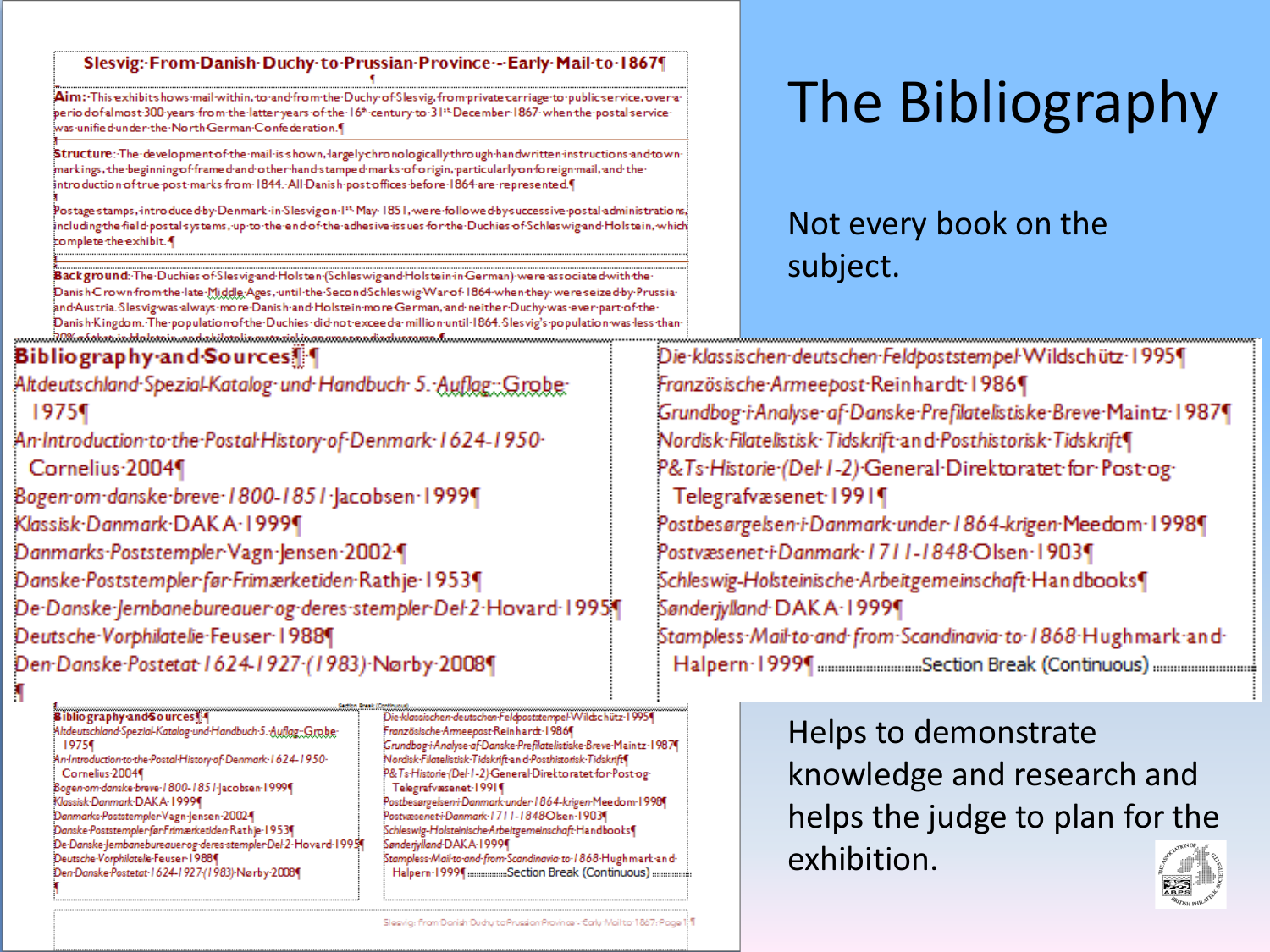# The Bibliography

Not every book on the subject.

## Slesvig: From Danish Duchy to Prussian Province – Early Mail to 1867

**Aim:** This exhibits shows mail within, to and from the Duchy of Slesvig, from private carriage to public service, over a period of almost 300 years from the latter years of the 16th century to 31st December 1867 when the postal service was unified under the North German Confederation.

**Structure**: The development of the mail is shown, largely chronologically through handwritten instructions and town markings, the beginning of framed and other hand stamped marks of origin, particularly on foreign mail, and the introduction of true post marks from 1844. All Danish post offices before 1864 are represented.

Postage stamps, introduced by Denmark in Slesvig on 1st May 1851, were followed by successive postal administrations, including the field postal systems, up to the end of the adhesive issues for the Duchies of Schleswig and Holstein, which complete the exhibit.

**Background**: The Duchies of Slesvig and Holsten (Schleswig and Holstein in German) were associated with the Danish Crown from the late Middle Ages, until the Second Schleswig War of 1864 when they were seized by Prussia and Austria. Slesvig was always more Danish and Holstein more German, and neither Duchy was ever part of the Danish Kingdom. The population of the Duchies did not exceed a million until 1864. Slesvig's population was less than

### Bibliography and Sources

*Altdeutschland Spezial-Katalog und Handbuch 5. Auflag Grobe 1975*
*An Introduction to the Postal History of Denmark 1624-1950* Cornelius 2004
*Bogen om danske breve 1800-1851* Jacobsen 1999
*Klassisk Danmark* DAKA 1999
*Danmarks Poststempler* Vagn Jensen 2002
*Danske Poststempler før Frimærketiden* Rathje 1953
*De Danske Jernbanebureauer og deres stempler Del 2* Hovard 1995
*Deutsche Vorphilatelie* Feuser 1988
*Den Danske Postetat 1624-1927 (1983)* Nørby 2008
*Die klassischen deutschen Feldpoststempel* Wildschütz 1995
*Französische Armeepost* Reinhardt 1986
*Grundbog i Analyse af Danske Prefilatelistiske Breve* Maintz 1987
*Nordisk Filatelistisk Tidskrift and Posthistorisk Tidskrift*
*P&Ts Historie (Del 1-2) General Direktoratet for Post og Telegrafvæsenet* 1991
*Postbesørgelsen i Danmark under 1864-krigen* Meedom 1998
*Postvæsenet i Danmark 1711-1848* Olsen 1903
*Schleswig-Holsteinische Arbeitgemeinschaft* Handbooks
*Sønderjylland* DAKA 1999
*Stampless Mail to and from Scandinavia to 1868* Hughmark and Halpern 1999

Helps to demonstrate knowledge and research and helps the judge to plan for the exhibition.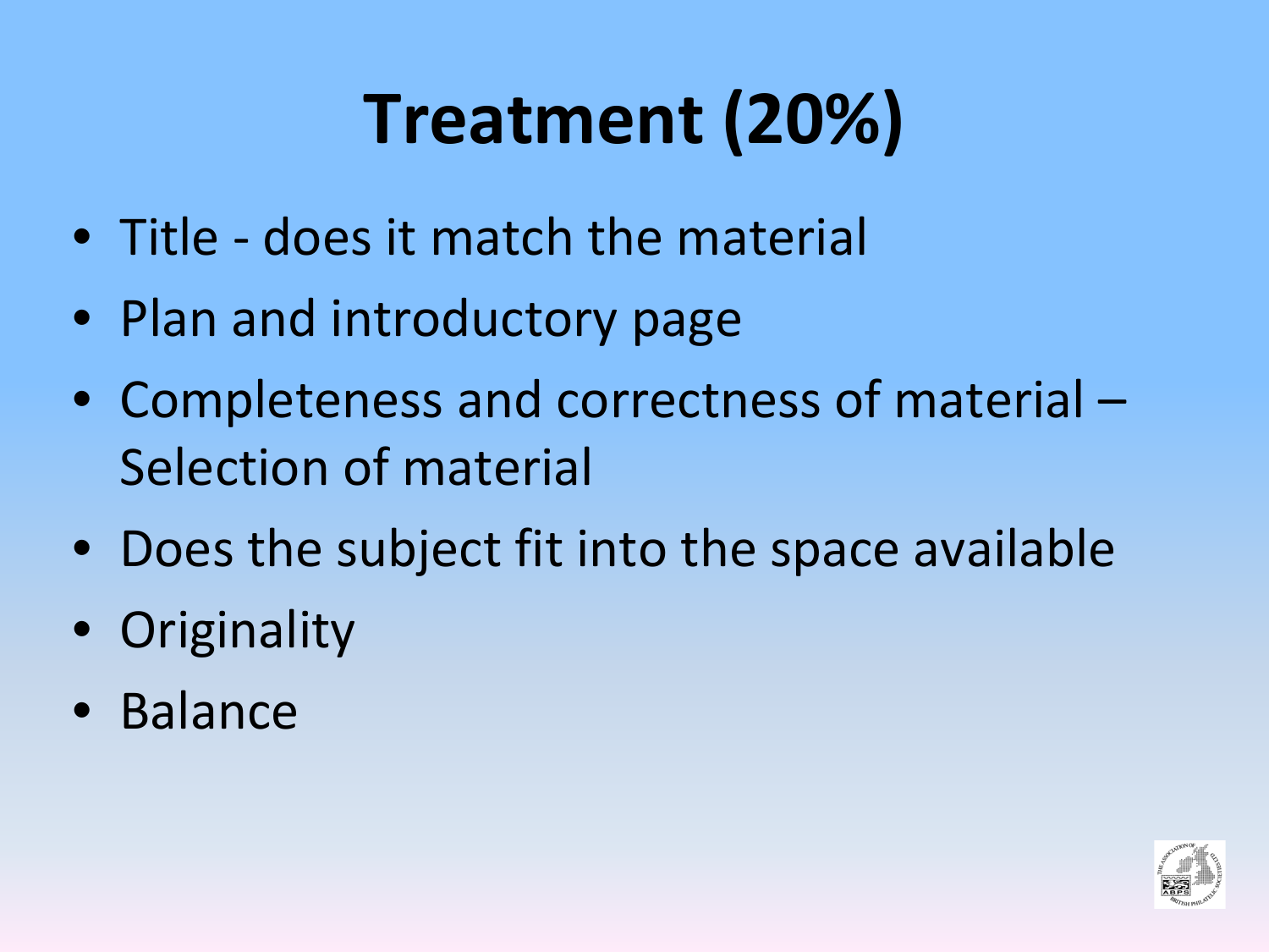# Treatment (20%)

- Title - does it match the material
- Plan and introductory page
- Completeness and correctness of material – Selection of material
- Does the subject fit into the space available
- Originality
- Balance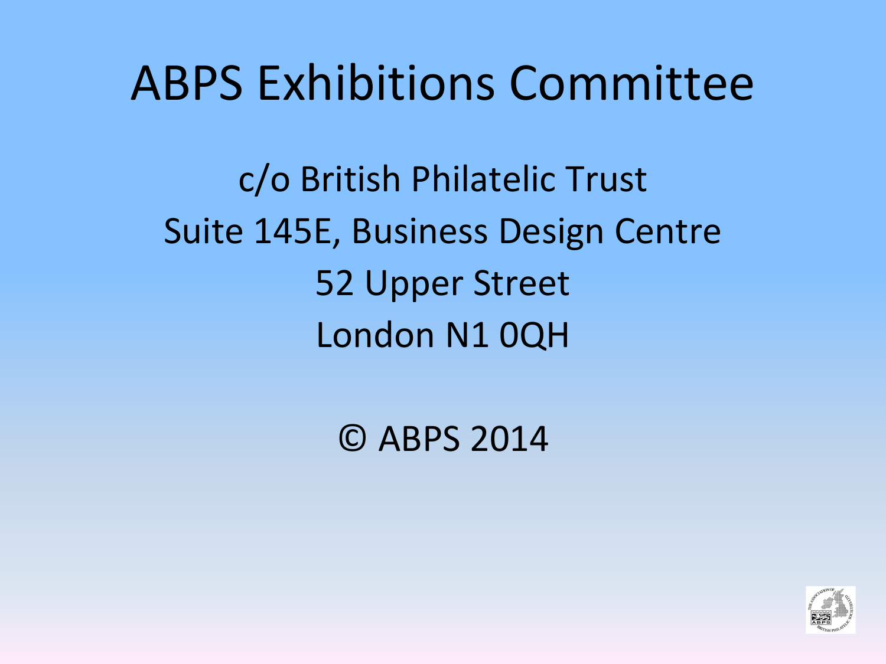# ABPS Exhibitions Committee

c/o British Philatelic Trust
Suite 145E, Business Design Centre
52 Upper Street
London N1 0QH

© ABPS 2014